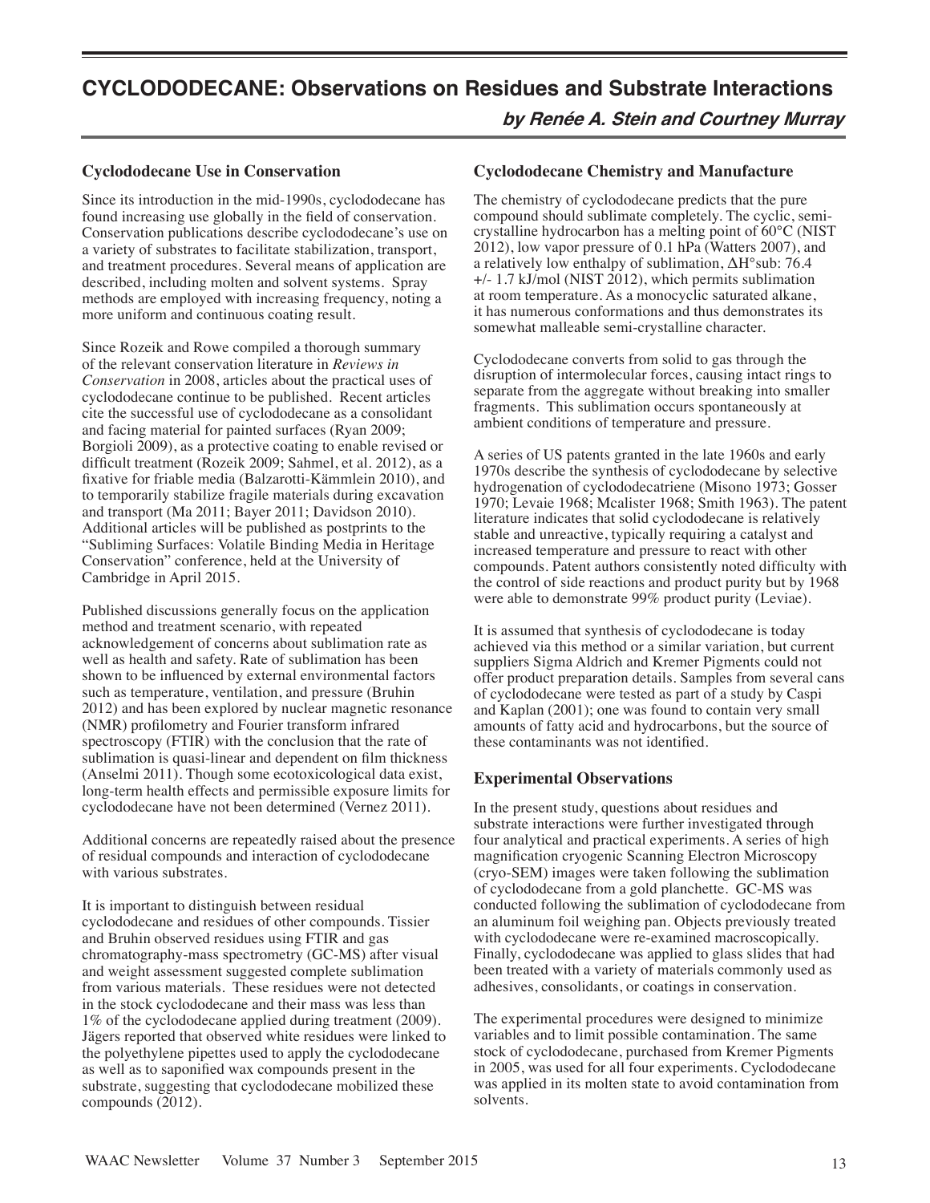# CYCLODODECANE: Observations on Residues and Substrate Interactions

***by Renée A. Stein and Courtney Murray***

## Cyclododecane Use in Conservation

Since its introduction in the mid-1990s, cyclododecane has found increasing use globally in the field of conservation. Conservation publications describe cyclododecane's use on a variety of substrates to facilitate stabilization, transport, and treatment procedures. Several means of application are described, including molten and solvent systems. Spray methods are employed with increasing frequency, noting a more uniform and continuous coating result.

Since Rozeik and Rowe compiled a thorough summary of the relevant conservation literature in *Reviews in Conservation* in 2008, articles about the practical uses of cyclododecane continue to be published. Recent articles cite the successful use of cyclododecane as a consolidant and facing material for painted surfaces (Ryan 2009; Borgioli 2009), as a protective coating to enable revised or difficult treatment (Rozeik 2009; Sahmel, et al. 2012), as a fixative for friable media (Balzarotti-Kämmlein 2010), and to temporarily stabilize fragile materials during excavation and transport (Ma 2011; Bayer 2011; Davidson 2010). Additional articles will be published as postprints to the "Subliming Surfaces: Volatile Binding Media in Heritage Conservation" conference, held at the University of Cambridge in April 2015.

Published discussions generally focus on the application method and treatment scenario, with repeated acknowledgement of concerns about sublimation rate as well as health and safety. Rate of sublimation has been shown to be influenced by external environmental factors such as temperature, ventilation, and pressure (Bruhin 2012) and has been explored by nuclear magnetic resonance (NMR) profilometry and Fourier transform infrared spectroscopy (FTIR) with the conclusion that the rate of sublimation is quasi-linear and dependent on film thickness (Anselmi 2011). Though some ecotoxicological data exist, long-term health effects and permissible exposure limits for cyclododecane have not been determined (Vernez 2011).

Additional concerns are repeatedly raised about the presence of residual compounds and interaction of cyclododecane with various substrates.

It is important to distinguish between residual cyclododecane and residues of other compounds. Tissier and Bruhin observed residues using FTIR and gas chromatography-mass spectrometry (GC-MS) after visual and weight assessment suggested complete sublimation from various materials. These residues were not detected in the stock cyclododecane and their mass was less than 1% of the cyclododecane applied during treatment (2009). Jägers reported that observed white residues were linked to the polyethylene pipettes used to apply the cyclododecane as well as to saponified wax compounds present in the substrate, suggesting that cyclododecane mobilized these compounds (2012).

## Cyclododecane Chemistry and Manufacture

The chemistry of cyclododecane predicts that the pure compound should sublimate completely. The cyclic, semi-crystalline hydrocarbon has a melting point of 60°C (NIST 2012), low vapor pressure of 0.1 hPa (Watters 2007), and a relatively low enthalpy of sublimation, $\Delta H°sub$: 76.4 +/- 1.7 kJ/mol (NIST 2012), which permits sublimation at room temperature. As a monocyclic saturated alkane, it has numerous conformations and thus demonstrates its somewhat malleable semi-crystalline character.

Cyclododecane converts from solid to gas through the disruption of intermolecular forces, causing intact rings to separate from the aggregate without breaking into smaller fragments. This sublimation occurs spontaneously at ambient conditions of temperature and pressure.

A series of US patents granted in the late 1960s and early 1970s describe the synthesis of cyclododecane by selective hydrogenation of cyclododecatriene (Misono 1973; Gosser 1970; Levaie 1968; Mcalister 1968; Smith 1963). The patent literature indicates that solid cyclododecane is relatively stable and unreactive, typically requiring a catalyst and increased temperature and pressure to react with other compounds. Patent authors consistently noted difficulty with the control of side reactions and product purity but by 1968 were able to demonstrate 99% product purity (Leviae).

It is assumed that synthesis of cyclododecane is today achieved via this method or a similar variation, but current suppliers Sigma Aldrich and Kremer Pigments could not offer product preparation details. Samples from several cans of cyclododecane were tested as part of a study by Caspi and Kaplan (2001); one was found to contain very small amounts of fatty acid and hydrocarbons, but the source of these contaminants was not identified.

## Experimental Observations

In the present study, questions about residues and substrate interactions were further investigated through four analytical and practical experiments. A series of high magnification cryogenic Scanning Electron Microscopy (cryo-SEM) images were taken following the sublimation of cyclododecane from a gold planchette. GC-MS was conducted following the sublimation of cyclododecane from an aluminum foil weighing pan. Objects previously treated with cyclododecane were re-examined macroscopically. Finally, cyclododecane was applied to glass slides that had been treated with a variety of materials commonly used as adhesives, consolidants, or coatings in conservation.

The experimental procedures were designed to minimize variables and to limit possible contamination. The same stock of cyclododecane, purchased from Kremer Pigments in 2005, was used for all four experiments. Cyclododecane was applied in its molten state to avoid contamination from solvents.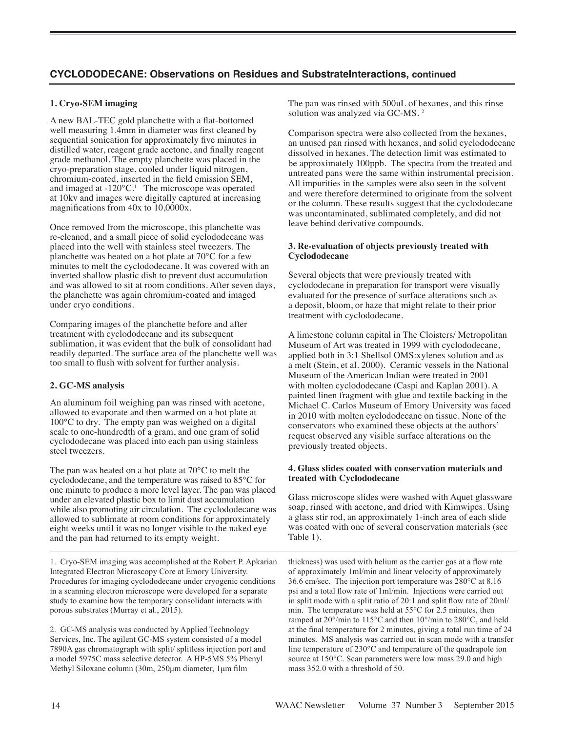## CYCLODODECANE: Observations on Residues and SubstrateInteractions, continued

### 1. Cryo-SEM imaging

A new BAL-TEC gold planchette with a flat-bottomed well measuring 1.4mm in diameter was first cleaned by sequential sonication for approximately five minutes in distilled water, reagent grade acetone, and finally reagent grade methanol. The empty planchette was placed in the cryo-preparation stage, cooled under liquid nitrogen, chromium-coated, inserted in the field emission SEM, and imaged at -120°C.[1] The microscope was operated at 10kv and images were digitally captured at increasing magnifications from 40x to 10,0000x.

Once removed from the microscope, this planchette was re-cleaned, and a small piece of solid cyclododecane was placed into the well with stainless steel tweezers. The planchette was heated on a hot plate at 70°C for a few minutes to melt the cyclododecane. It was covered with an inverted shallow plastic dish to prevent dust accumulation and was allowed to sit at room conditions. After seven days, the planchette was again chromium-coated and imaged under cryo conditions.

Comparing images of the planchette before and after treatment with cyclododecane and its subsequent sublimation, it was evident that the bulk of consolidant had readily departed. The surface area of the planchette well was too small to flush with solvent for further analysis.

### 2. GC-MS analysis

An aluminum foil weighing pan was rinsed with acetone, allowed to evaporate and then warmed on a hot plate at 100°C to dry. The empty pan was weighed on a digital scale to one-hundredth of a gram, and one gram of solid cyclododecane was placed into each pan using stainless steel tweezers.

The pan was heated on a hot plate at 70°C to melt the cyclododecane, and the temperature was raised to 85°C for one minute to produce a more level layer. The pan was placed under an elevated plastic box to limit dust accumulation while also promoting air circulation. The cyclododecane was allowed to sublimate at room conditions for approximately eight weeks until it was no longer visible to the naked eye and the pan had returned to its empty weight.

The pan was rinsed with 500uL of hexanes, and this rinse solution was analyzed via GC-MS. [2]

Comparison spectra were also collected from the hexanes, an unused pan rinsed with hexanes, and solid cyclododecane dissolved in hexanes. The detection limit was estimated to be approximately 100ppb. The spectra from the treated and untreated pans were the same within instrumental precision. All impurities in the samples were also seen in the solvent and were therefore determined to originate from the solvent or the column. These results suggest that the cyclododecane was uncontaminated, sublimated completely, and did not leave behind derivative compounds.

### 3. Re-evaluation of objects previously treated with Cyclododecane

Several objects that were previously treated with cyclododecane in preparation for transport were visually evaluated for the presence of surface alterations such as a deposit, bloom, or haze that might relate to their prior treatment with cyclododecane.

A limestone column capital in The Cloisters/ Metropolitan Museum of Art was treated in 1999 with cyclododecane, applied both in 3:1 Shellsol OMS:xylenes solution and as a melt (Stein, et al. 2000). Ceramic vessels in the National Museum of the American Indian were treated in 2001 with molten cyclododecane (Caspi and Kaplan 2001). A painted linen fragment with glue and textile backing in the Michael C. Carlos Museum of Emory University was faced in 2010 with molten cyclododecane on tissue. None of the conservators who examined these objects at the authors' request observed any visible surface alterations on the previously treated objects.

### 4. Glass slides coated with conservation materials and treated with Cyclododecane

Glass microscope slides were washed with Aquet glassware soap, rinsed with acetone, and dried with Kimwipes. Using a glass stir rod, an approximately 1-inch area of each slide was coated with one of several conservation materials (see Table 1).

---

1. Cryo-SEM imaging was accomplished at the Robert P. Apkarian Integrated Electron Microscopy Core at Emory University. Procedures for imaging cyclododecane under cryogenic conditions in a scanning electron microscope were developed for a separate study to examine how the temporary consolidant interacts with porous substrates (Murray et al., 2015).

2. GC-MS analysis was conducted by Applied Technology Services, Inc. The agilent GC-MS system consisted of a model 7890A gas chromatograph with split/ splitless injection port and a model 5975C mass selective detector. A HP-5MS 5% Phenyl Methyl Siloxane column (30m, 250μm diameter, 1μm film thickness) was used with helium as the carrier gas at a flow rate of approximately 1ml/min and linear velocity of approximately 36.6 cm/sec. The injection port temperature was 280°C at 8.16 psi and a total flow rate of 1ml/min. Injections were carried out in split mode with a split ratio of 20:1 and split flow rate of 20ml/min. The temperature was held at 55°C for 2.5 minutes, then ramped at 20°/min to 115°C and then 10°/min to 280°C, and held at the final temperature for 2 minutes, giving a total run time of 24 minutes. MS analysis was carried out in scan mode with a transfer line temperature of 230°C and temperature of the quadrapole ion source at 150°C. Scan parameters were low mass 29.0 and high mass 352.0 with a threshold of 50.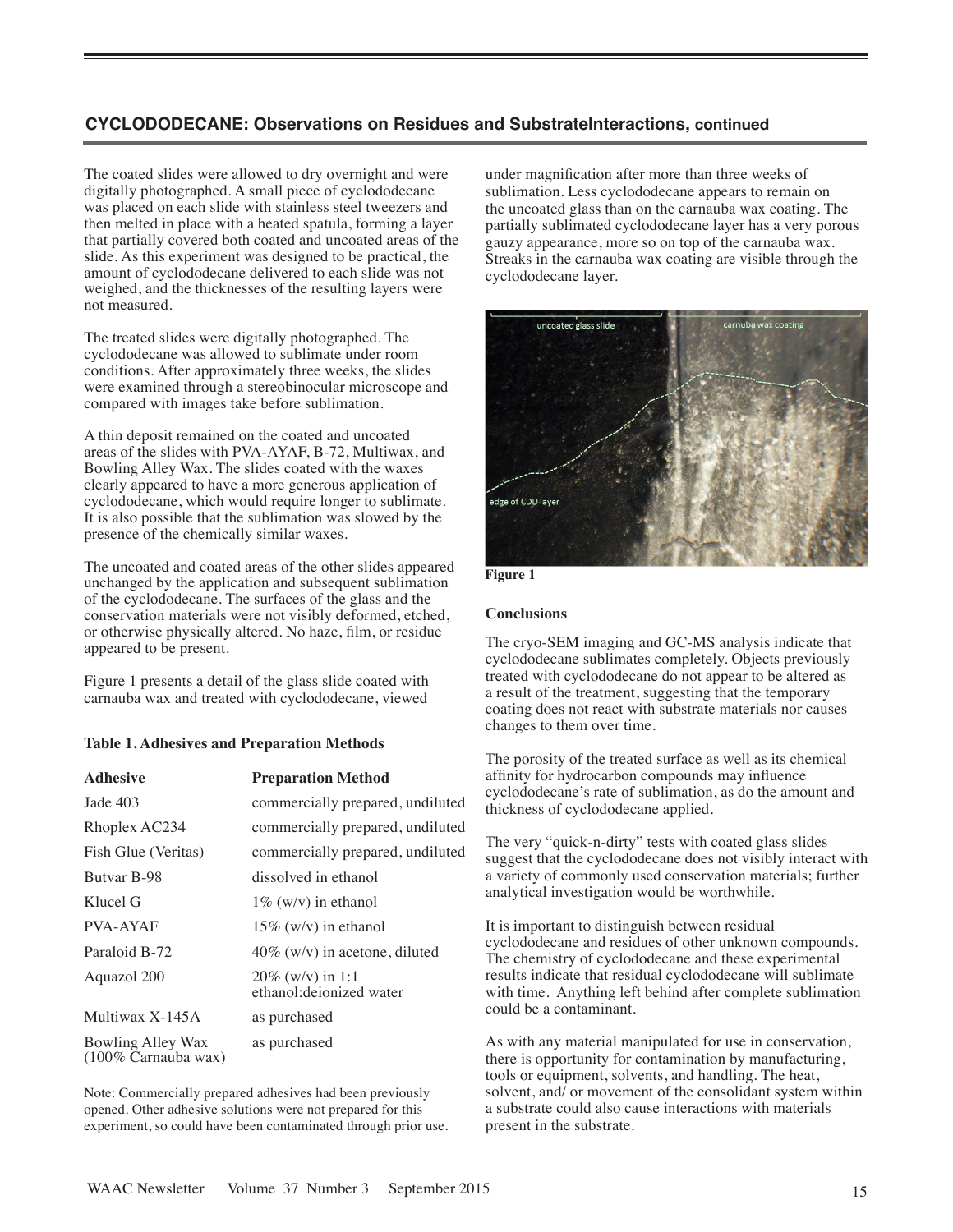## CYCLODODECANE: Observations on Residues and SubstrateInteractions, continued

The coated slides were allowed to dry overnight and were digitally photographed. A small piece of cyclododecane was placed on each slide with stainless steel tweezers and then melted in place with a heated spatula, forming a layer that partially covered both coated and uncoated areas of the slide. As this experiment was designed to be practical, the amount of cyclododecane delivered to each slide was not weighed, and the thicknesses of the resulting layers were not measured.

The treated slides were digitally photographed. The cyclododecane was allowed to sublimate under room conditions. After approximately three weeks, the slides were examined through a stereobinocular microscope and compared with images take before sublimation.

A thin deposit remained on the coated and uncoated areas of the slides with PVA-AYAF, B-72, Multiwax, and Bowling Alley Wax. The slides coated with the waxes clearly appeared to have a more generous application of cyclododecane, which would require longer to sublimate. It is also possible that the sublimation was slowed by the presence of the chemically similar waxes.

The uncoated and coated areas of the other slides appeared unchanged by the application and subsequent sublimation of the cyclododecane. The surfaces of the glass and the conservation materials were not visibly deformed, etched, or otherwise physically altered. No haze, film, or residue appeared to be present.

Figure 1 presents a detail of the glass slide coated with carnauba wax and treated with cyclododecane, viewed under magnification after more than three weeks of sublimation. Less cyclododecane appears to remain on the uncoated glass than on the carnauba wax coating. The partially sublimated cyclododecane layer has a very porous gauzy appearance, more so on top of the carnauba wax. Streaks in the carnauba wax coating are visible through the cyclododecane layer.

**Table 1. Adhesives and Preparation Methods**

| Adhesive | Preparation Method |
| --- | --- |
| Jade 403 | commercially prepared, undiluted |
| Rhoplex AC234 | commercially prepared, undiluted |
| Fish Glue (Veritas) | commercially prepared, undiluted |
| Butvar B-98 | dissolved in ethanol |
| Klucel G | 1% (w/v) in ethanol |
| PVA-AYAF | 15% (w/v) in ethanol |
| Paraloid B-72 | 40% (w/v) in acetone, diluted |
| Aquazol 200 | 20% (w/v) in 1:1 ethanol:deionized water |
| Multiwax X-145A | as purchased |
| Bowling Alley Wax (100% Carnauba wax) | as purchased |

Note: Commercially prepared adhesives had been previously opened. Other adhesive solutions were not prepared for this experiment, so could have been contaminated through prior use.

**Figure 1**

### Conclusions

The cryo-SEM imaging and GC-MS analysis indicate that cyclododecane sublimates completely. Objects previously treated with cyclododecane do not appear to be altered as a result of the treatment, suggesting that the temporary coating does not react with substrate materials nor causes changes to them over time.

The porosity of the treated surface as well as its chemical affinity for hydrocarbon compounds may influence cyclododecane's rate of sublimation, as do the amount and thickness of cyclododecane applied.

The very "quick-n-dirty" tests with coated glass slides suggest that the cyclododecane does not visibly interact with a variety of commonly used conservation materials; further analytical investigation would be worthwhile.

It is important to distinguish between residual cyclododecane and residues of other unknown compounds. The chemistry of cyclododecane and these experimental results indicate that residual cyclododecane will sublimate with time. Anything left behind after complete sublimation could be a contaminant.

As with any material manipulated for use in conservation, there is opportunity for contamination by manufacturing, tools or equipment, solvents, and handling. The heat, solvent, and/ or movement of the consolidant system within a substrate could also cause interactions with materials present in the substrate.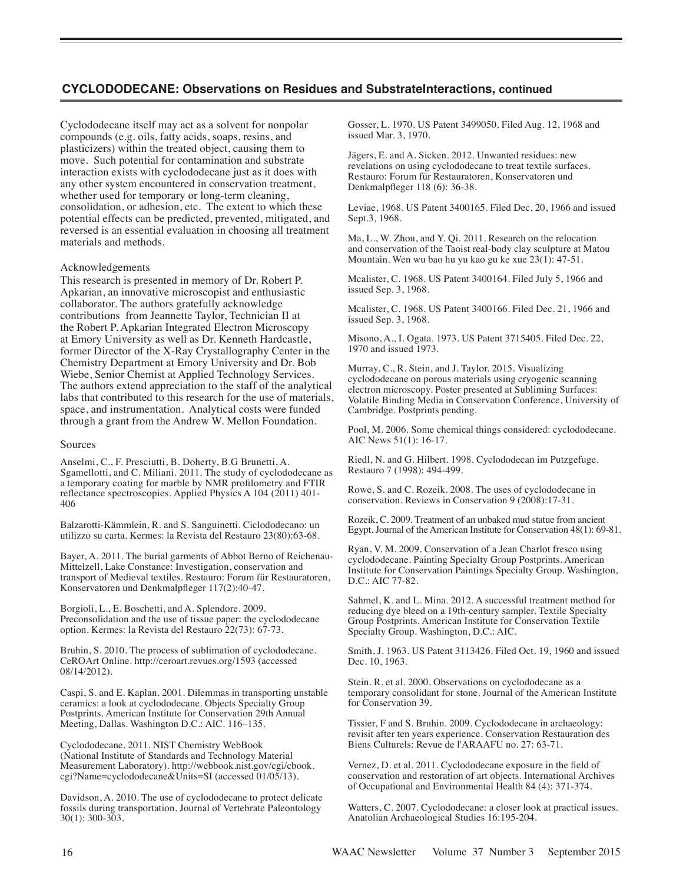Cyclododecane itself may act as a solvent for nonpolar compounds (e.g. oils, fatty acids, soaps, resins, and plasticizers) within the treated object, causing them to move. Such potential for contamination and substrate interaction exists with cyclododecane just as it does with any other system encountered in conservation treatment, whether used for temporary or long-term cleaning, consolidation, or adhesion, etc. The extent to which these potential effects can be predicted, prevented, mitigated, and reversed is an essential evaluation in choosing all treatment materials and methods.

### Acknowledgements

This research is presented in memory of Dr. Robert P. Apkarian, an innovative microscopist and enthusiastic collaborator. The authors gratefully acknowledge contributions from Jeannette Taylor, Technician II at the Robert P. Apkarian Integrated Electron Microscopy at Emory University as well as Dr. Kenneth Hardcastle, former Director of the X-Ray Crystallography Center in the Chemistry Department at Emory University and Dr. Bob Wiebe, Senior Chemist at Applied Technology Services. The authors extend appreciation to the staff of the analytical labs that contributed to this research for the use of materials, space, and instrumentation. Analytical costs were funded through a grant from the Andrew W. Mellon Foundation.

### Sources

Anselmi, C., F. Presciutti, B. Doherty, B.G Brunetti, A. Sgamellotti, and C. Miliani. 2011. The study of cyclododecane as a temporary coating for marble by NMR profilometry and FTIR reflectance spectroscopies. Applied Physics A 104 (2011) 401-406

Balzarotti-Kämmlein, R. and S. Sanguinetti. Ciclododecano: un utilizzo su carta. Kermes: la Revista del Restauro 23(80):63-68.

Bayer, A. 2011. The burial garments of Abbot Berno of Reichenau-Mittelzell, Lake Constance: Investigation, conservation and transport of Medieval textiles. Restauro: Forum für Restauratoren, Konservatoren und Denkmalpfleger 117(2):40-47.

Borgioli, L., E. Boschetti, and A. Splendore. 2009. Preconsolidation and the use of tissue paper: the cyclododecane option. Kermes: la Revista del Restauro 22(73): 67-73.

Bruhin, S. 2010. The process of sublimation of cyclododecane. CeROArt Online. http://ceroart.revues.org/1593 (accessed 08/14/2012).

Caspi, S. and E. Kaplan. 2001. Dilemmas in transporting unstable ceramics: a look at cyclododecane. Objects Specialty Group Postprints. American Institute for Conservation 29th Annual Meeting, Dallas. Washington D.C.: AIC. 116–135.

Cyclododecane. 2011. NIST Chemistry WebBook (National Institute of Standards and Technology Material Measurement Laboratory). http://webbook.nist.gov/cgi/cbook.cgi?Name=cyclododecane&Units=SI (accessed 01/05/13).

Davidson, A. 2010. The use of cyclododecane to protect delicate fossils during transportation. Journal of Vertebrate Paleontology 30(1): 300-303.

Gosser, L. 1970. US Patent 3499050. Filed Aug. 12, 1968 and issued Mar. 3, 1970.

Jägers, E. and A. Sicken. 2012. Unwanted residues: new revelations on using cyclododecane to treat textile surfaces. Restauro: Forum für Restauratoren, Konservatoren und Denkmalpfleger 118 (6): 36-38.

Leviae, 1968. US Patent 3400165. Filed Dec. 20, 1966 and issued Sept.3, 1968.

Ma, L., W. Zhou, and Y. Qi. 2011. Research on the relocation and conservation of the Taoist real-body clay sculpture at Matou Mountain. Wen wu bao hu yu kao gu ke xue 23(1): 47-51.

Mcalister, C. 1968. US Patent 3400164. Filed July 5, 1966 and issued Sep. 3, 1968.

Mcalister, C. 1968. US Patent 3400166. Filed Dec. 21, 1966 and issued Sep. 3, 1968.

Misono, A., I. Ogata. 1973. US Patent 3715405. Filed Dec. 22, 1970 and issued 1973.

Murray, C., R. Stein, and J. Taylor. 2015. Visualizing cyclododecane on porous materials using cryogenic scanning electron microscopy. Poster presented at Subliming Surfaces: Volatile Binding Media in Conservation Conference, University of Cambridge. Postprints pending.

Pool, M. 2006. Some chemical things considered: cyclododecane. AIC News 51(1): 16-17.

Riedl, N. and G. Hilbert. 1998. Cyclododecan im Putzgefuge. Restauro 7 (1998): 494-499.

Rowe, S. and C. Rozeik. 2008. The uses of cyclododecane in conservation. Reviews in Conservation 9 (2008):17-31.

Rozeik, C. 2009. Treatment of an unbaked mud statue from ancient Egypt. Journal of the American Institute for Conservation 48(1): 69-81.

Ryan, V. M. 2009. Conservation of a Jean Charlot fresco using cyclododecane. Painting Specialty Group Postprints. American Institute for Conservation Paintings Specialty Group. Washington, D.C.: AIC 77-82.

Sahmel, K. and L. Mina. 2012. A successful treatment method for reducing dye bleed on a 19th-century sampler. Textile Specialty Group Postprints. American Institute for Conservation Textile Specialty Group. Washington, D.C.: AIC.

Smith, J. 1963. US Patent 3113426. Filed Oct. 19, 1960 and issued Dec. 10, 1963.

Stein. R. et al. 2000. Observations on cyclododecane as a temporary consolidant for stone. Journal of the American Institute for Conservation 39.

Tissier, F and S. Bruhin. 2009. Cyclododecane in archaeology: revisit after ten years experience. Conservation Restauration des Biens Culturels: Revue de l'ARAAFU no. 27: 63-71.

Vernez, D. et al. 2011. Cyclododecane exposure in the field of conservation and restoration of art objects. International Archives of Occupational and Environmental Health 84 (4): 371-374.

Watters, C. 2007. Cyclododecane: a closer look at practical issues. Anatolian Archaeological Studies 16:195-204.